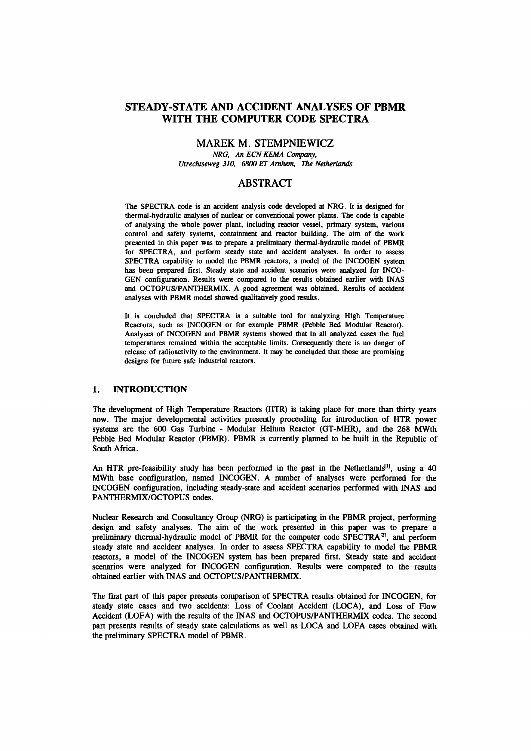# STEADY-STATE AND ACCIDENT ANALYSES OF PBMR WITH THE COMPUTER CODE SPECTRA

## MAREK M. STEMPNIEWICZ

*NRG, An ECN KEMA Company,*
*Utrechtseweg 310, 6800 ET Arnhem, The Netherlands*

## ABSTRACT

The SPECTRA code is an accident analysis code developed at NRG. It is designed for thermal-hydraulic analyses of nuclear or conventional power plants. The code is capable of analysing the whole power plant, including reactor vessel, primary system, various control and safety systems, containment and reactor building. The aim of the work presented in this paper was to prepare a preliminary thermal-hydraulic model of PBMR for SPECTRA, and perform steady state and accident analyses. In order to assess SPECTRA capability to model the PBMR reactors, a model of the INCOGEN system has been prepared first. Steady state and accident scenarios were analyzed for INCOGEN configuration. Results were compared to the results obtained earlier with INAS and OCTOPUS/PANTHERMIX. A good agreement was obtained. Results of accident analyses with PBMR model showed qualitatively good results.

It is concluded that SPECTRA is a suitable tool for analyzing High Temperature Reactors, such as INCOGEN or for example PBMR (Pebble Bed Modular Reactor). Analyses of INCOGEN and PBMR systems showed that in all analyzed cases the fuel temperatures remained within the acceptable limits. Consequently there is no danger of release of radioactivity to the environment. It may be concluded that those are promising designs for future safe industrial reactors.

## 1. INTRODUCTION

The development of High Temperature Reactors (HTR) is taking place for more than thirty years now. The major developmental activities presently proceeding for introduction of HTR power systems are the 600 Gas Turbine - Modular Helium Reactor (GT-MHR), and the 268 MWth Pebble Bed Modular Reactor (PBMR). PBMR is currently planned to be built in the Republic of South Africa.

An HTR pre-feasibility study has been performed in the past in the Netherlands[1], using a 40 MWth base configuration, named INCOGEN. A number of analyses were performed for the INCOGEN configuration, including steady-state and accident scenarios performed with INAS and PANTHERMIX/OCTOPUS codes.

Nuclear Research and Consultancy Group (NRG) is participating in the PBMR project, performing design and safety analyses. The aim of the work presented in this paper was to prepare a preliminary thermal-hydraulic model of PBMR for the computer code SPECTRA[2], and perform steady state and accident analyses. In order to assess SPECTRA capability to model the PBMR reactors, a model of the INCOGEN system has been prepared first. Steady state and accident scenarios were analyzed for INCOGEN configuration. Results were compared to the results obtained earlier with INAS and OCTOPUS/PANTHERMIX.

The first part of this paper presents comparison of SPECTRA results obtained for INCOGEN, for steady state cases and two accidents: Loss of Coolant Accident (LOCA), and Loss of Flow Accident (LOFA) with the results of the INAS and OCTOPUS/PANTHERMIX codes. The second part presents results of steady state calculations as well as LOCA and LOFA cases obtained with the preliminary SPECTRA model of PBMR.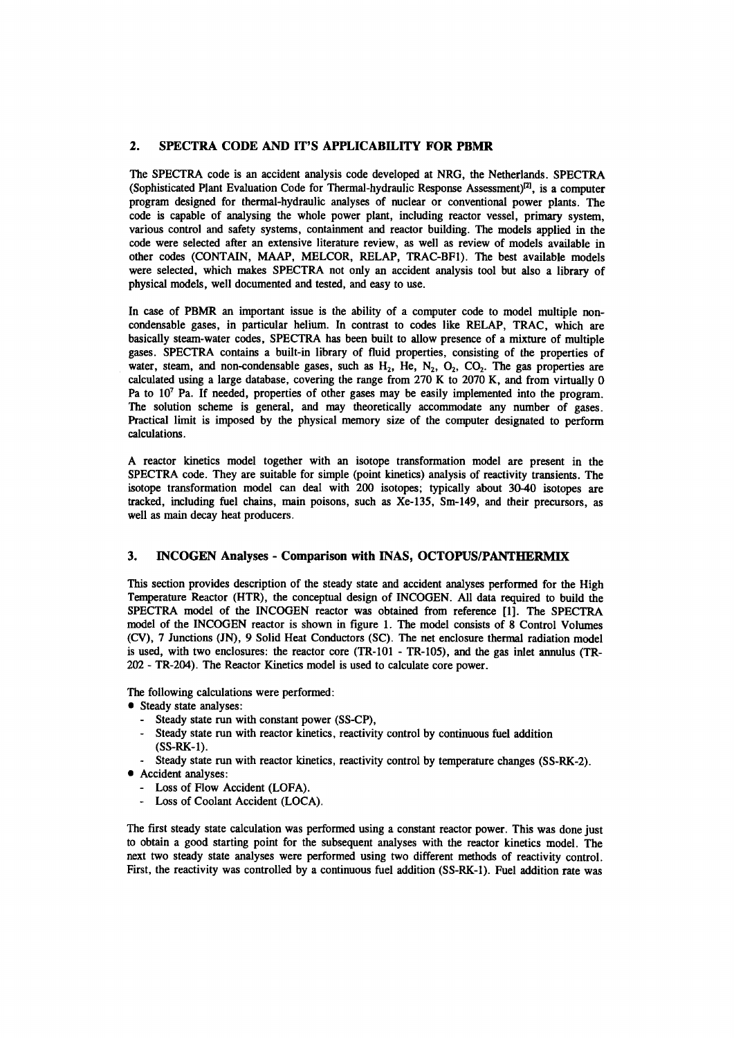## 2. SPECTRA CODE AND IT'S APPLICABILITY FOR PBMR

The SPECTRA code is an accident analysis code developed at NRG, the Netherlands. SPECTRA (Sophisticated Plant Evaluation Code for Thermal-hydraulic Response Assessment)[2], is a computer program designed for thermal-hydraulic analyses of nuclear or conventional power plants. The code is capable of analysing the whole power plant, including reactor vessel, primary system, various control and safety systems, containment and reactor building. The models applied in the code were selected after an extensive literature review, as well as review of models available in other codes (CONTAIN, MAAP, MELCOR, RELAP, TRAC-BF1). The best available models were selected, which makes SPECTRA not only an accident analysis tool but also a library of physical models, well documented and tested, and easy to use.

In case of PBMR an important issue is the ability of a computer code to model multiple non-condensable gases, in particular helium. In contrast to codes like RELAP, TRAC, which are basically steam-water codes, SPECTRA has been built to allow presence of a mixture of multiple gases. SPECTRA contains a built-in library of fluid properties, consisting of the properties of water, steam, and non-condensable gases, such as $H_2$, He, $N_2$, $O_2$, $CO_2$. The gas properties are calculated using a large database, covering the range from 270 K to 2070 K, and from virtually 0 Pa to $10^7$ Pa. If needed, properties of other gases may be easily implemented into the program. The solution scheme is general, and may theoretically accommodate any number of gases. Practical limit is imposed by the physical memory size of the computer designated to perform calculations.

A reactor kinetics model together with an isotope transformation model are present in the SPECTRA code. They are suitable for simple (point kinetics) analysis of reactivity transients. The isotope transformation model can deal with 200 isotopes; typically about 30-40 isotopes are tracked, including fuel chains, main poisons, such as Xe-135, Sm-149, and their precursors, as well as main decay heat producers.

## 3. INCOGEN Analyses - Comparison with INAS, OCTOPUS/PANTHERMIX

This section provides description of the steady state and accident analyses performed for the High Temperature Reactor (HTR), the conceptual design of INCOGEN. All data required to build the SPECTRA model of the INCOGEN reactor was obtained from reference [1]. The SPECTRA model of the INCOGEN reactor is shown in figure 1. The model consists of 8 Control Volumes (CV), 7 Junctions (JN), 9 Solid Heat Conductors (SC). The net enclosure thermal radiation model is used, with two enclosures: the reactor core (TR-101 - TR-105), and the gas inlet annulus (TR-202 - TR-204). The Reactor Kinetics model is used to calculate core power.

The following calculations were performed:

- Steady state analyses:
  - Steady state run with constant power (SS-CP),
  - Steady state run with reactor kinetics, reactivity control by continuous fuel addition (SS-RK-1).
  - Steady state run with reactor kinetics, reactivity control by temperature changes (SS-RK-2).
- Accident analyses:
  - Loss of Flow Accident (LOFA).
  - Loss of Coolant Accident (LOCA).

The first steady state calculation was performed using a constant reactor power. This was done just to obtain a good starting point for the subsequent analyses with the reactor kinetics model. The next two steady state analyses were performed using two different methods of reactivity control. First, the reactivity was controlled by a continuous fuel addition (SS-RK-1). Fuel addition rate was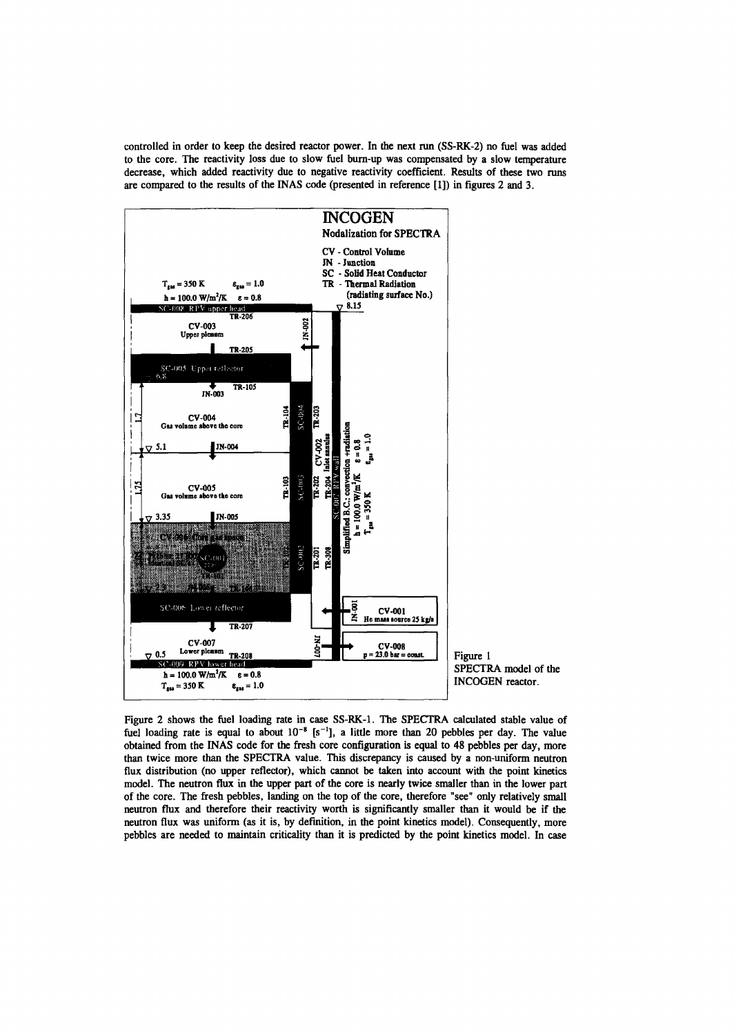controlled in order to keep the desired reactor power. In the next run (SS-RK-2) no fuel was added to the core. The reactivity loss due to slow fuel burn-up was compensated by a slow temperature decrease, which added reactivity due to negative reactivity coefficient. Results of these two runs are compared to the results of the INAS code (presented in reference [1]) in figures 2 and 3.

Figure 1
SPECTRA model of the INCOGEN reactor.

Figure 2 shows the fuel loading rate in case SS-RK-1. The SPECTRA calculated stable value of fuel loading rate is equal to about $10^{-8}$ [$s^{-1}$], a little more than 20 pebbles per day. The value obtained from the INAS code for the fresh core configuration is equal to 48 pebbles per day, more than twice more than the SPECTRA value. This discrepancy is caused by a non-uniform neutron flux distribution (no upper reflector), which cannot be taken into account with the point kinetics model. The neutron flux in the upper part of the core is nearly twice smaller than in the lower part of the core. The fresh pebbles, landing on the top of the core, therefore "see" only relatively small neutron flux and therefore their reactivity worth is significantly smaller than it would be if the neutron flux was uniform (as it is, by definition, in the point kinetics model). Consequently, more pebbles are needed to maintain criticality than it is predicted by the point kinetics model. In case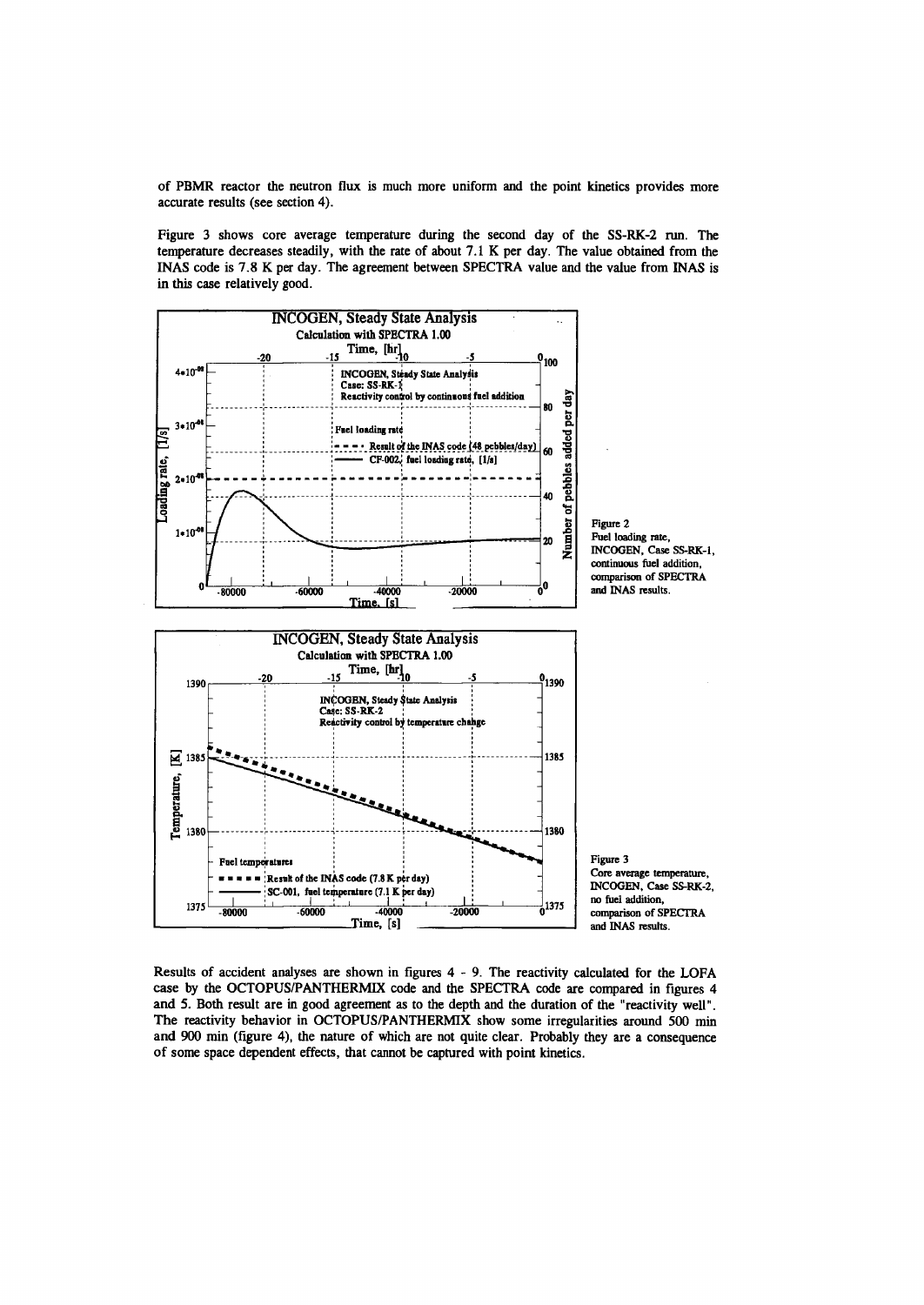of PBMR reactor the neutron flux is much more uniform and the point kinetics provides more accurate results (see section 4).

Figure 3 shows core average temperature during the second day of the SS-RK-2 run. The temperature decreases steadily, with the rate of about 7.1 K per day. The value obtained from the INAS code is 7.8 K per day. The agreement between SPECTRA value and the value from INAS is in this case relatively good.

Figure 2
Fuel loading rate, INCOGEN, Case SS-RK-1, continuous fuel addition, comparison of SPECTRA and INAS results.

Figure 3
Core average temperature, INCOGEN, Case SS-RK-2, no fuel addition, comparison of SPECTRA and INAS results.

Results of accident analyses are shown in figures 4 - 9. The reactivity calculated for the LOFA case by the OCTOPUS/PANTHERMIX code and the SPECTRA code are compared in figures 4 and 5. Both result are in good agreement as to the depth and the duration of the "reactivity well". The reactivity behavior in OCTOPUS/PANTHERMIX show some irregularities around 500 min and 900 min (figure 4), the nature of which are not quite clear. Probably they are a consequence of some space dependent effects, that cannot be captured with point kinetics.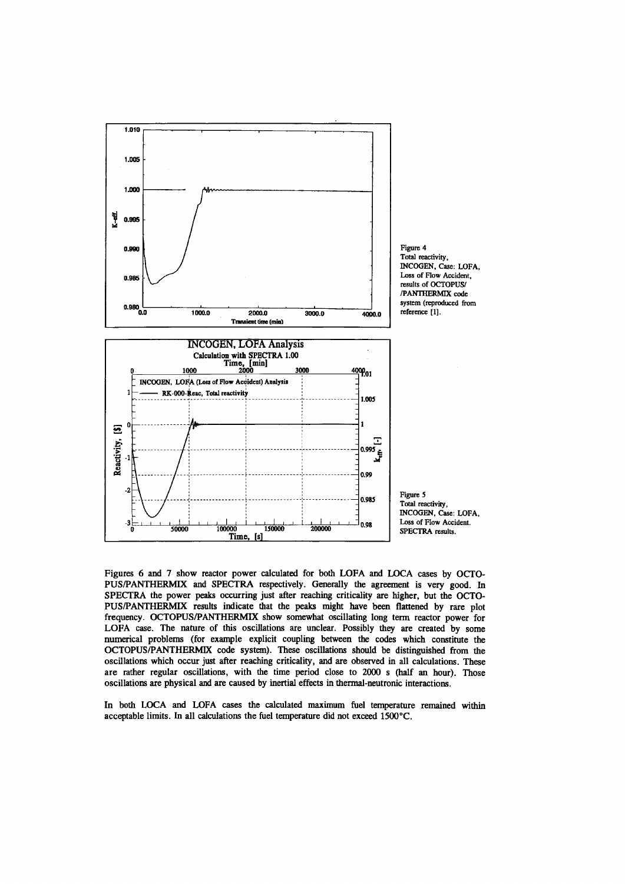Figure 4
Total reactivity, INCOGEN, Case: LOFA, Loss of Flow Accident, results of OCTOPUS/ /PANTHERMIX code system (reproduced from reference [1].

Figure 5
Total reactivity, INCOGEN, Case: LOFA, Loss of Flow Accident. SPECTRA results.

Figures 6 and 7 show reactor power calculated for both LOFA and LOCA cases by OCTOPUS/PANTHERMIX and SPECTRA respectively. Generally the agreement is very good. In SPECTRA the power peaks occurring just after reaching criticality are higher, but the OCTOPUS/PANTHERMIX results indicate that the peaks might have been flattened by rare plot frequency. OCTOPUS/PANTHERMIX show somewhat oscillating long term reactor power for LOFA case. The nature of this oscillations are unclear. Possibly they are created by some numerical problems (for example explicit coupling between the codes which constitute the OCTOPUS/PANTHERMIX code system). These oscillations should be distinguished from the oscillations which occur just after reaching criticality, and are observed in all calculations. These are rather regular oscillations, with the time period close to 2000 s (half an hour). Those oscillations are physical and are caused by inertial effects in thermal-neutronic interactions.

In both LOCA and LOFA cases the calculated maximum fuel temperature remained within acceptable limits. In all calculations the fuel temperature did not exceed 1500°C.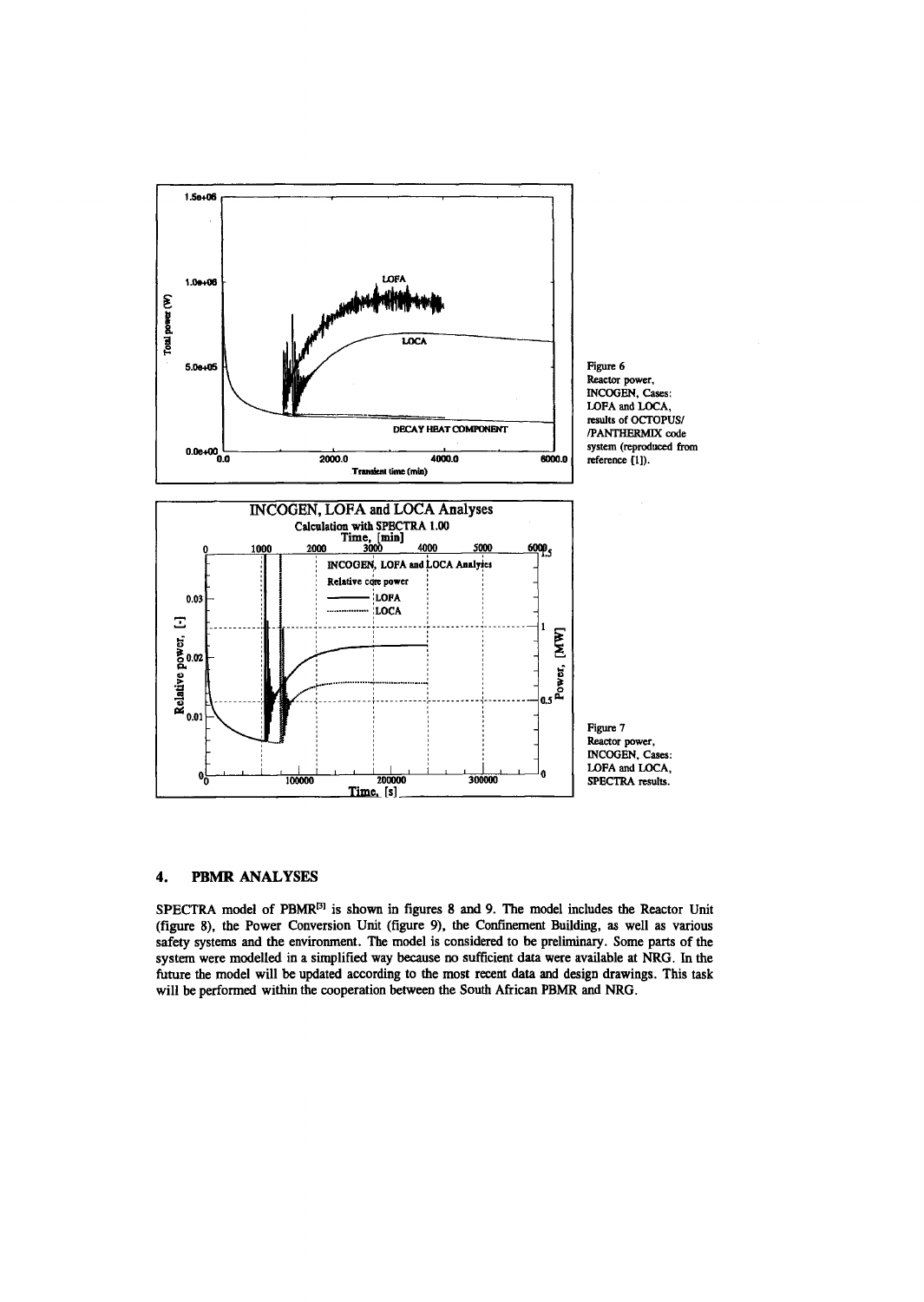Figure 6
Reactor power, INCOGEN, Cases: LOFA and LOCA, results of OCTOPUS/ /PANTHERMIX code system (reproduced from reference [1]).

Figure 7
Reactor power, INCOGEN, Cases: LOFA and LOCA, SPECTRA results.

## 4. PBMR ANALYSES

SPECTRA model of PBMR[5] is shown in figures 8 and 9. The model includes the Reactor Unit (figure 8), the Power Conversion Unit (figure 9), the Confinement Building, as well as various safety systems and the environment. The model is considered to be preliminary. Some parts of the system were modelled in a simplified way because no sufficient data were available at NRG. In the future the model will be updated according to the most recent data and design drawings. This task will be performed within the cooperation between the South African PBMR and NRG.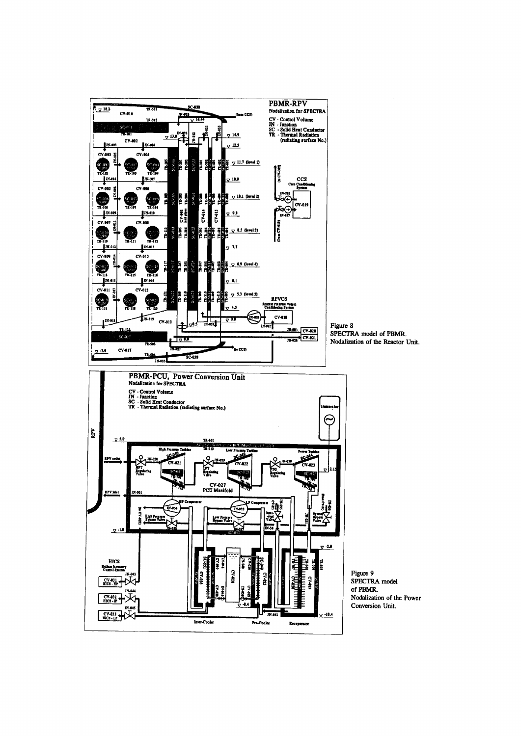Figure 8
SPECTRA model of PBMR.
Nodalization of the Reactor Unit.

Figure 9
SPECTRA model
of PBMR.
Nodalization of the Power
Conversion Unit.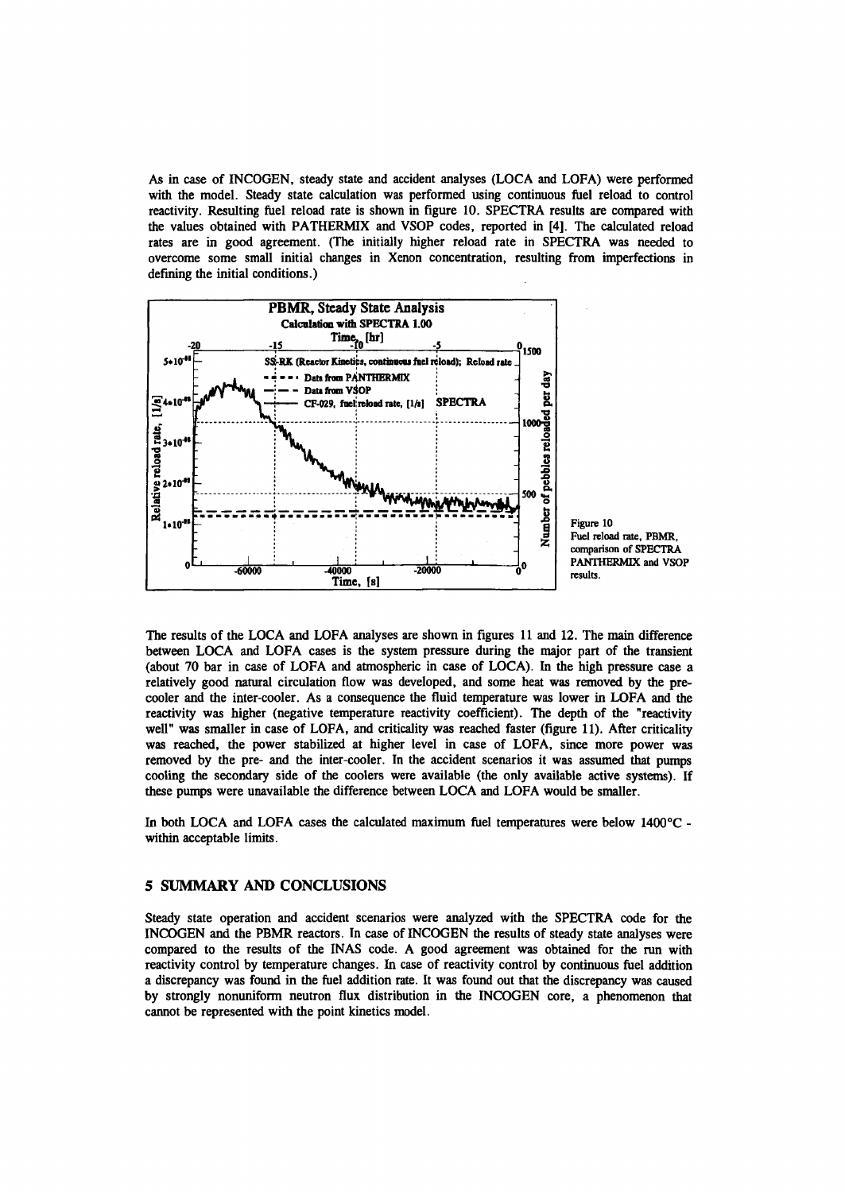As in case of INCOGEN, steady state and accident analyses (LOCA and LOFA) were performed with the model. Steady state calculation was performed using continuous fuel reload to control reactivity. Resulting fuel reload rate is shown in figure 10. SPECTRA results are compared with the values obtained with PATHERMIX and VSOP codes, reported in [4]. The calculated reload rates are in good agreement. (The initially higher reload rate in SPECTRA was needed to overcome some small initial changes in Xenon concentration, resulting from imperfections in defining the initial conditions.)

Figure 10
Fuel reload rate, PBMR, comparison of SPECTRA PANTHERMIX and VSOP results.

The results of the LOCA and LOFA analyses are shown in figures 11 and 12. The main difference between LOCA and LOFA cases is the system pressure during the major part of the transient (about 70 bar in case of LOFA and atmospheric in case of LOCA). In the high pressure case a relatively good natural circulation flow was developed, and some heat was removed by the pre-cooler and the inter-cooler. As a consequence the fluid temperature was lower in LOFA and the reactivity was higher (negative temperature reactivity coefficient). The depth of the "reactivity well" was smaller in case of LOFA, and criticality was reached faster (figure 11). After criticality was reached, the power stabilized at higher level in case of LOFA, since more power was removed by the pre- and the inter-cooler. In the accident scenarios it was assumed that pumps cooling the secondary side of the coolers were available (the only available active systems). If these pumps were unavailable the difference between LOCA and LOFA would be smaller.

In both LOCA and LOFA cases the calculated maximum fuel temperatures were below 1400°C - within acceptable limits.

## 5 SUMMARY AND CONCLUSIONS

Steady state operation and accident scenarios were analyzed with the SPECTRA code for the INCOGEN and the PBMR reactors. In case of INCOGEN the results of steady state analyses were compared to the results of the INAS code. A good agreement was obtained for the run with reactivity control by temperature changes. In case of reactivity control by continuous fuel addition a discrepancy was found in the fuel addition rate. It was found out that the discrepancy was caused by strongly nonuniform neutron flux distribution in the INCOGEN core, a phenomenon that cannot be represented with the point kinetics model.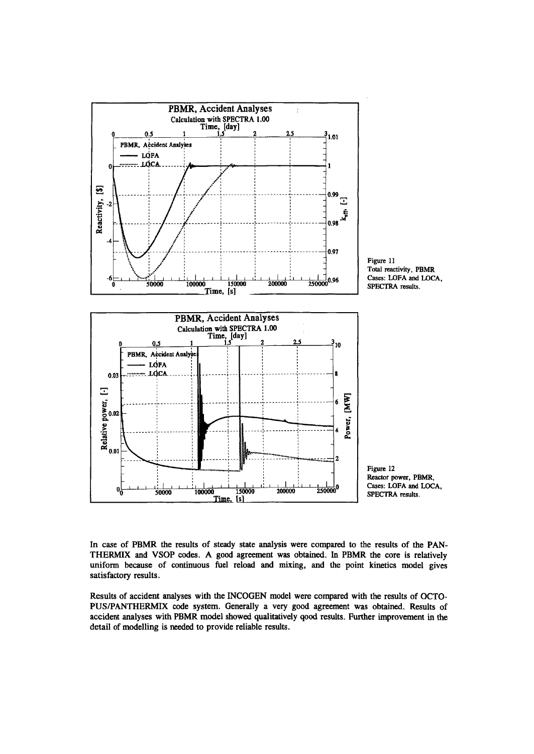Figure 11
Total reactivity, PBMR
Cases: LOFA and LOCA,
SPECTRA results.

Figure 12
Reactor power, PBMR,
Cases: LOFA and LOCA,
SPECTRA results.

In case of PBMR the results of steady state analysis were compared to the results of the PANTHERMIX and VSOP codes. A good agreement was obtained. In PBMR the core is relatively uniform because of continuous fuel reload and mixing, and the point kinetics model gives satisfactory results.

Results of accident analyses with the INCOGEN model were compared with the results of OCTOPUS/PANTHERMIX code system. Generally a very good agreement was obtained. Results of accident analyses with PBMR model showed qualitatively good results. Further improvement in the detail of modelling is needed to provide reliable results.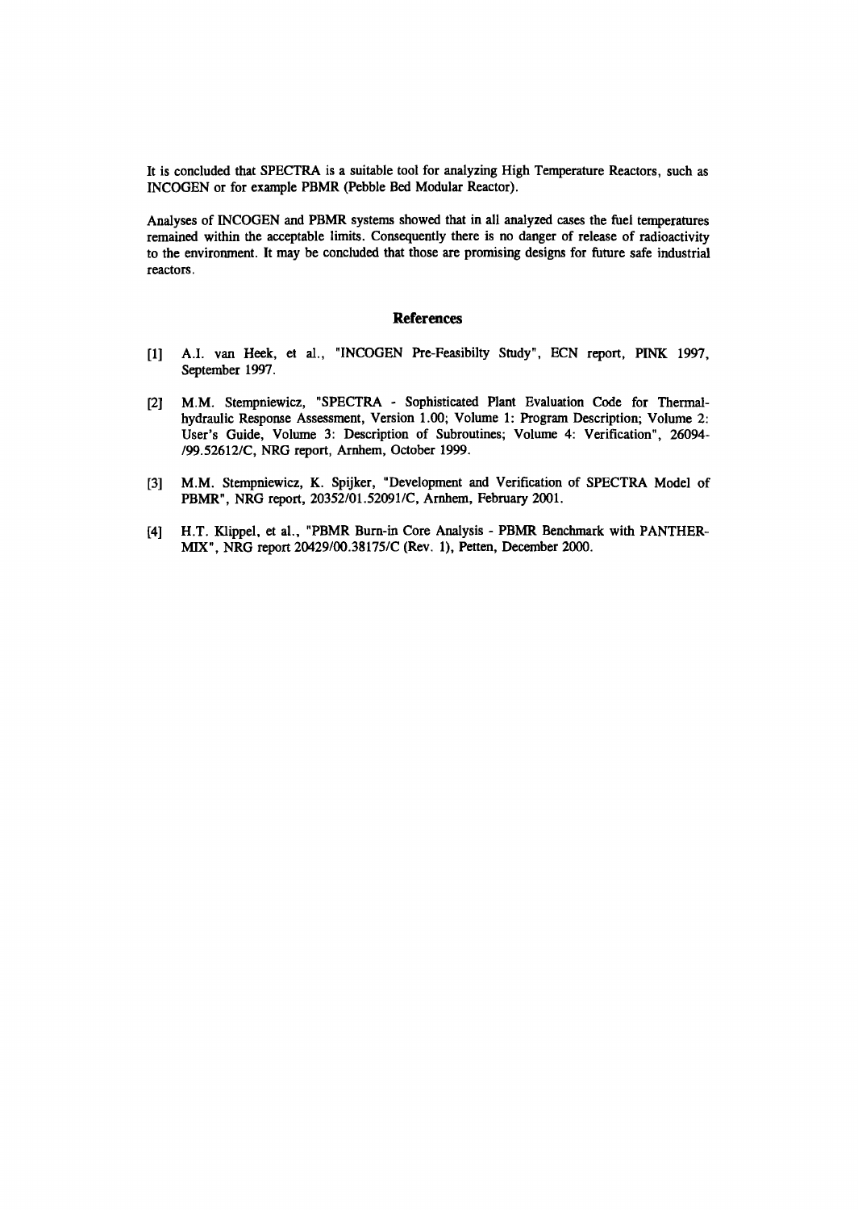It is concluded that SPECTRA is a suitable tool for analyzing High Temperature Reactors, such as INCOGEN or for example PBMR (Pebble Bed Modular Reactor).

Analyses of INCOGEN and PBMR systems showed that in all analyzed cases the fuel temperatures remained within the acceptable limits. Consequently there is no danger of release of radioactivity to the environment. It may be concluded that those are promising designs for future safe industrial reactors.

## References

[1] A.I. van Heek, et al., "INCOGEN Pre-Feasibilty Study", ECN report, PINK 1997, September 1997.

[2] M.M. Stempniewicz, "SPECTRA - Sophisticated Plant Evaluation Code for Thermal-hydraulic Response Assessment, Version 1.00; Volume 1: Program Description; Volume 2: User's Guide, Volume 3: Description of Subroutines; Volume 4: Verification", 26094-/99.52612/C, NRG report, Arnhem, October 1999.

[3] M.M. Stempniewicz, K. Spijker, "Development and Verification of SPECTRA Model of PBMR", NRG report, 20352/01.52091/C, Arnhem, February 2001.

[4] H.T. Klippel, et al., "PBMR Burn-in Core Analysis - PBMR Benchmark with PANTHER-MIX", NRG report 20429/00.38175/C (Rev. 1), Petten, December 2000.